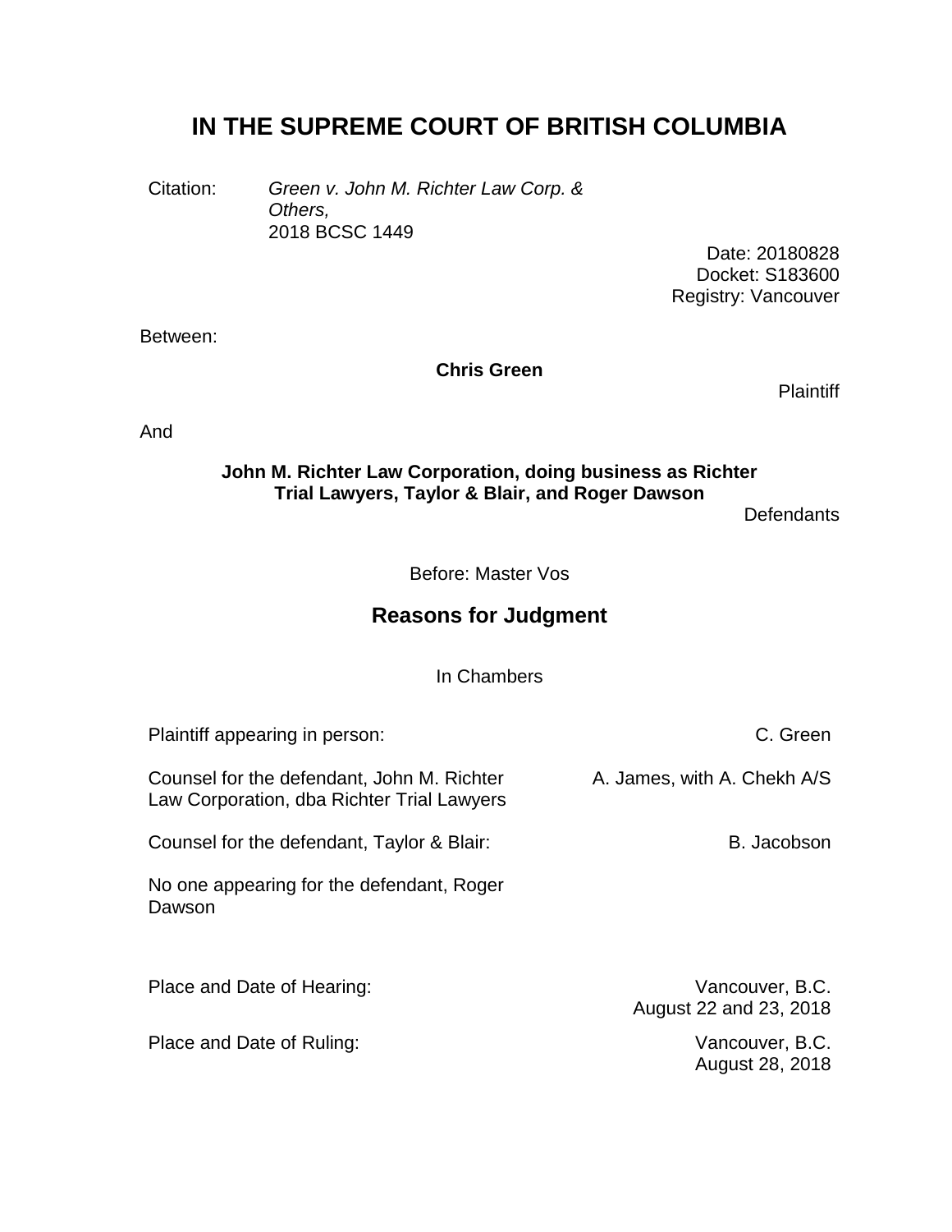# IN THE SUPREME COURT OF BRITISH COLUMBIA

Citation: *Green v. John M. Richter Law Corp. & Others,* 2018 BCSC 1449

Date: 20180828
Docket: S183600
Registry: Vancouver

Between:

**Chris Green**

Plaintiff

And

**John M. Richter Law Corporation, doing business as Richter Trial Lawyers, Taylor & Blair, and Roger Dawson**

Defendants

Before: Master Vos

## Reasons for Judgment

In Chambers

| | |
|---|---|
| Plaintiff appearing in person: | C. Green |
| Counsel for the defendant, John M. Richter Law Corporation, dba Richter Trial Lawyers | A. James, with A. Chekh A/S |
| Counsel for the defendant, Taylor & Blair: | B. Jacobson |
| No one appearing for the defendant, Roger Dawson | |
| Place and Date of Hearing: | Vancouver, B.C. August 22 and 23, 2018 |
| Place and Date of Ruling: | Vancouver, B.C. August 28, 2018 |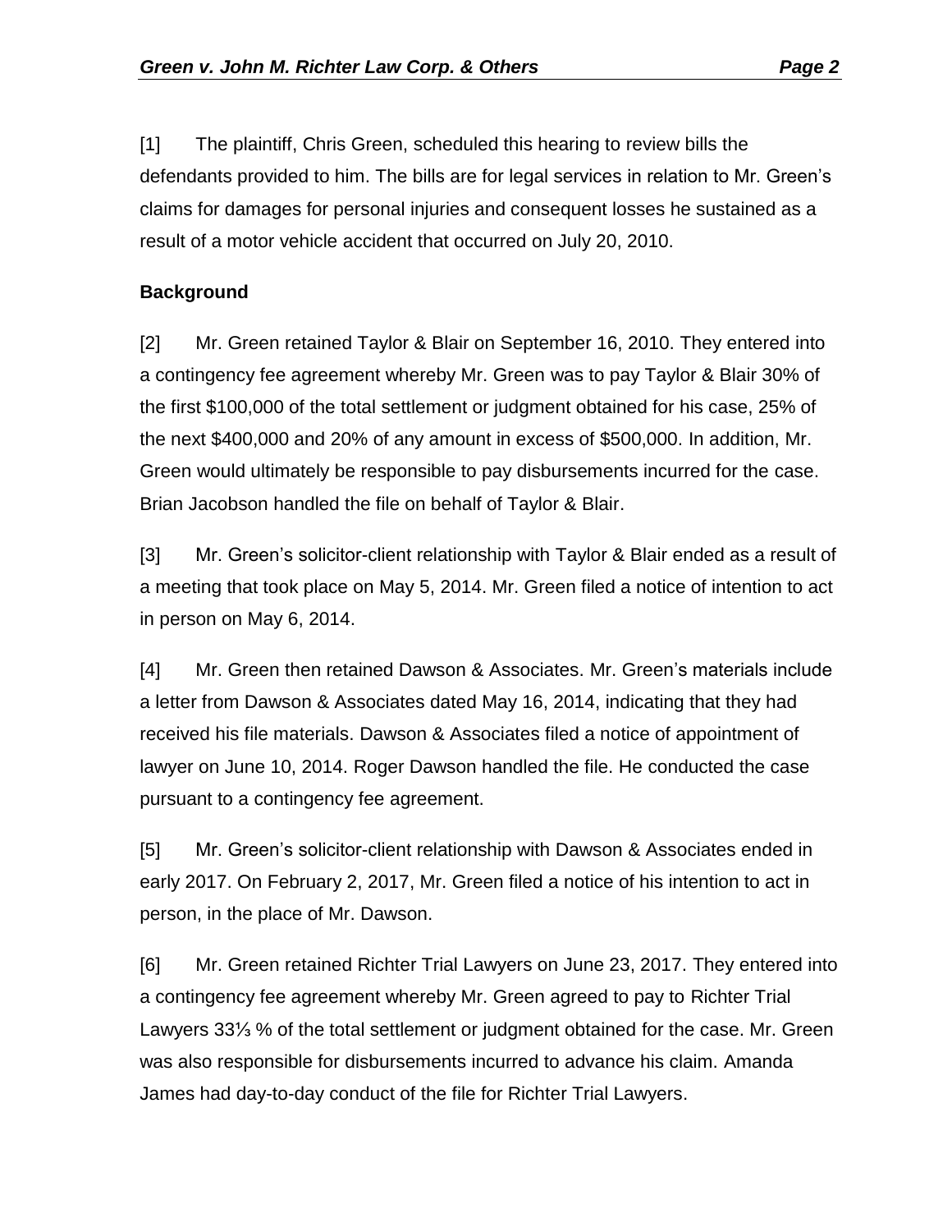[1] The plaintiff, Chris Green, scheduled this hearing to review bills the defendants provided to him. The bills are for legal services in relation to Mr. Green's claims for damages for personal injuries and consequent losses he sustained as a result of a motor vehicle accident that occurred on July 20, 2010.

**Background**

[2] Mr. Green retained Taylor & Blair on September 16, 2010. They entered into a contingency fee agreement whereby Mr. Green was to pay Taylor & Blair 30% of the first $100,000 of the total settlement or judgment obtained for his case, 25% of the next $400,000 and 20% of any amount in excess of $500,000. In addition, Mr. Green would ultimately be responsible to pay disbursements incurred for the case. Brian Jacobson handled the file on behalf of Taylor & Blair.

[3] Mr. Green's solicitor-client relationship with Taylor & Blair ended as a result of a meeting that took place on May 5, 2014. Mr. Green filed a notice of intention to act in person on May 6, 2014.

[4] Mr. Green then retained Dawson & Associates. Mr. Green's materials include a letter from Dawson & Associates dated May 16, 2014, indicating that they had received his file materials. Dawson & Associates filed a notice of appointment of lawyer on June 10, 2014. Roger Dawson handled the file. He conducted the case pursuant to a contingency fee agreement.

[5] Mr. Green's solicitor-client relationship with Dawson & Associates ended in early 2017. On February 2, 2017, Mr. Green filed a notice of his intention to act in person, in the place of Mr. Dawson.

[6] Mr. Green retained Richter Trial Lawyers on June 23, 2017. They entered into a contingency fee agreement whereby Mr. Green agreed to pay to Richter Trial Lawyers 33⅓ % of the total settlement or judgment obtained for the case. Mr. Green was also responsible for disbursements incurred to advance his claim. Amanda James had day-to-day conduct of the file for Richter Trial Lawyers.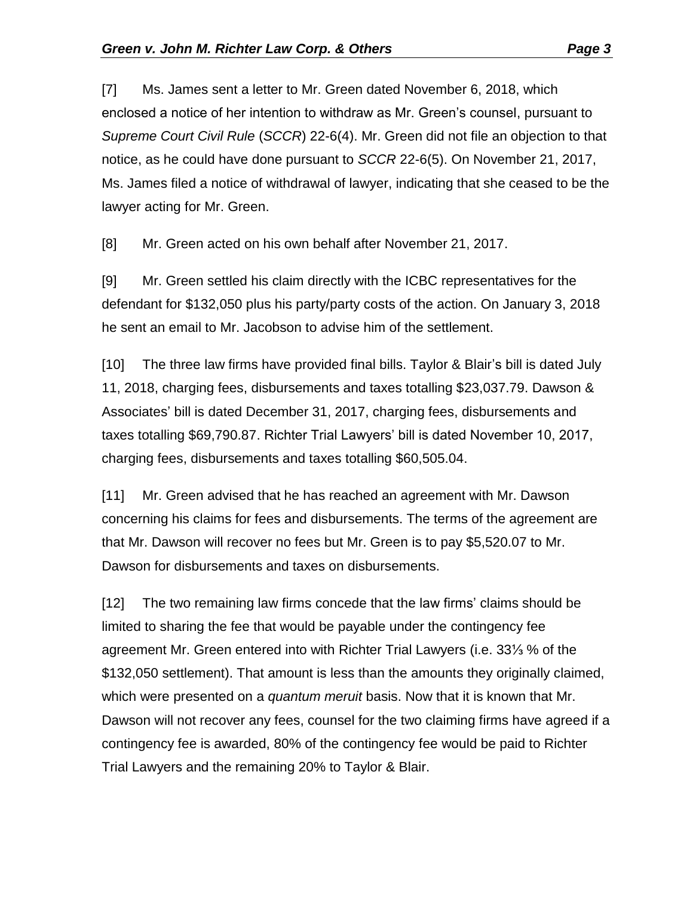[7] Ms. James sent a letter to Mr. Green dated November 6, 2018, which enclosed a notice of her intention to withdraw as Mr. Green's counsel, pursuant to *Supreme Court Civil Rule* (*SCCR*) 22-6(4). Mr. Green did not file an objection to that notice, as he could have done pursuant to *SCCR* 22-6(5). On November 21, 2017, Ms. James filed a notice of withdrawal of lawyer, indicating that she ceased to be the lawyer acting for Mr. Green.

[8] Mr. Green acted on his own behalf after November 21, 2017.

[9] Mr. Green settled his claim directly with the ICBC representatives for the defendant for $132,050 plus his party/party costs of the action. On January 3, 2018 he sent an email to Mr. Jacobson to advise him of the settlement.

[10] The three law firms have provided final bills. Taylor & Blair's bill is dated July 11, 2018, charging fees, disbursements and taxes totalling $23,037.79. Dawson & Associates' bill is dated December 31, 2017, charging fees, disbursements and taxes totalling $69,790.87. Richter Trial Lawyers' bill is dated November 10, 2017, charging fees, disbursements and taxes totalling $60,505.04.

[11] Mr. Green advised that he has reached an agreement with Mr. Dawson concerning his claims for fees and disbursements. The terms of the agreement are that Mr. Dawson will recover no fees but Mr. Green is to pay $5,520.07 to Mr. Dawson for disbursements and taxes on disbursements.

[12] The two remaining law firms concede that the law firms' claims should be limited to sharing the fee that would be payable under the contingency fee agreement Mr. Green entered into with Richter Trial Lawyers (i.e. 33⅓ % of the $132,050 settlement). That amount is less than the amounts they originally claimed, which were presented on a *quantum meruit* basis. Now that it is known that Mr. Dawson will not recover any fees, counsel for the two claiming firms have agreed if a contingency fee is awarded, 80% of the contingency fee would be paid to Richter Trial Lawyers and the remaining 20% to Taylor & Blair.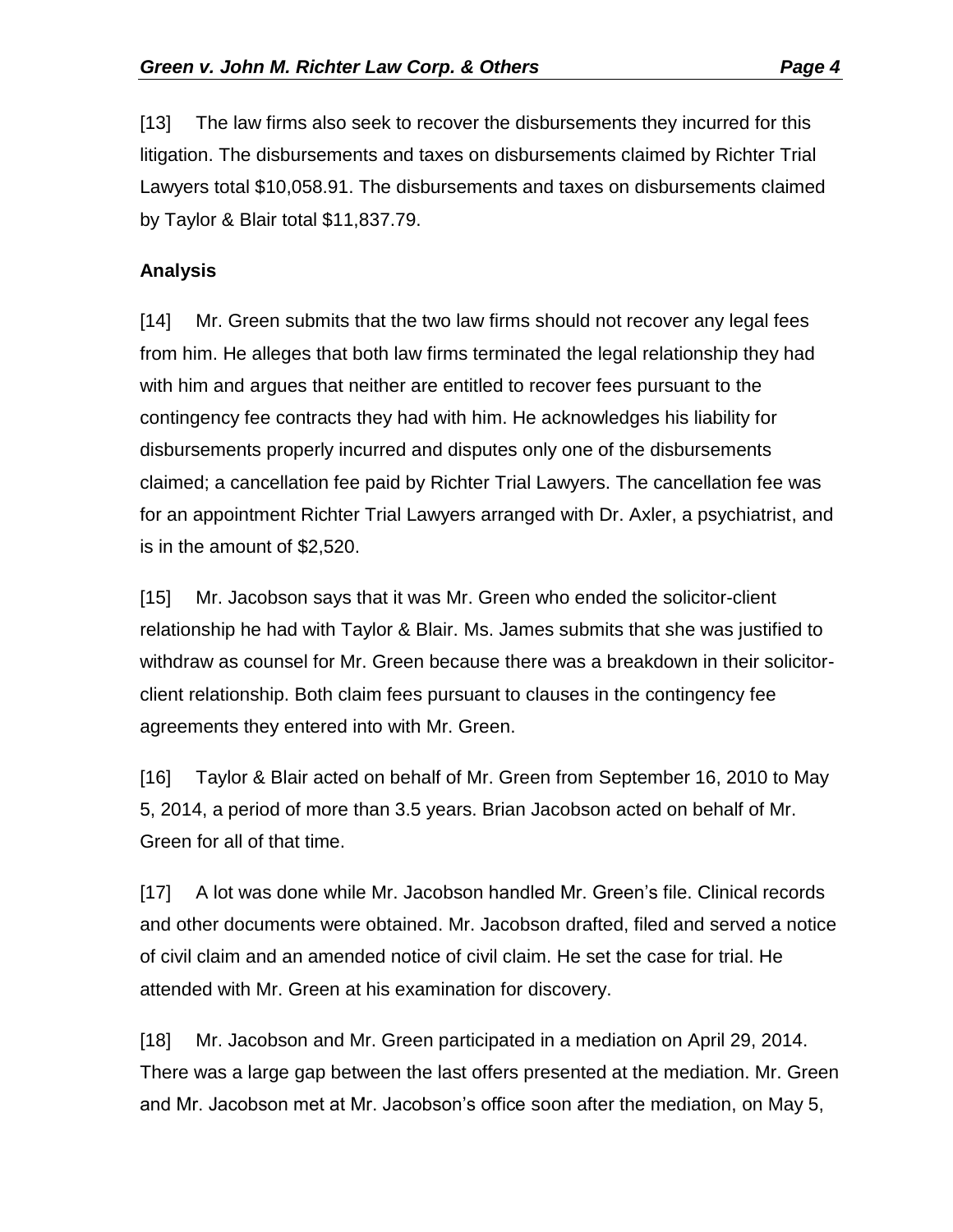[13] The law firms also seek to recover the disbursements they incurred for this litigation. The disbursements and taxes on disbursements claimed by Richter Trial Lawyers total $10,058.91. The disbursements and taxes on disbursements claimed by Taylor & Blair total $11,837.79.

## Analysis

[14] Mr. Green submits that the two law firms should not recover any legal fees from him. He alleges that both law firms terminated the legal relationship they had with him and argues that neither are entitled to recover fees pursuant to the contingency fee contracts they had with him. He acknowledges his liability for disbursements properly incurred and disputes only one of the disbursements claimed; a cancellation fee paid by Richter Trial Lawyers. The cancellation fee was for an appointment Richter Trial Lawyers arranged with Dr. Axler, a psychiatrist, and is in the amount of $2,520.

[15] Mr. Jacobson says that it was Mr. Green who ended the solicitor-client relationship he had with Taylor & Blair. Ms. James submits that she was justified to withdraw as counsel for Mr. Green because there was a breakdown in their solicitor-client relationship. Both claim fees pursuant to clauses in the contingency fee agreements they entered into with Mr. Green.

[16] Taylor & Blair acted on behalf of Mr. Green from September 16, 2010 to May 5, 2014, a period of more than 3.5 years. Brian Jacobson acted on behalf of Mr. Green for all of that time.

[17] A lot was done while Mr. Jacobson handled Mr. Green's file. Clinical records and other documents were obtained. Mr. Jacobson drafted, filed and served a notice of civil claim and an amended notice of civil claim. He set the case for trial. He attended with Mr. Green at his examination for discovery.

[18] Mr. Jacobson and Mr. Green participated in a mediation on April 29, 2014. There was a large gap between the last offers presented at the mediation. Mr. Green and Mr. Jacobson met at Mr. Jacobson's office soon after the mediation, on May 5,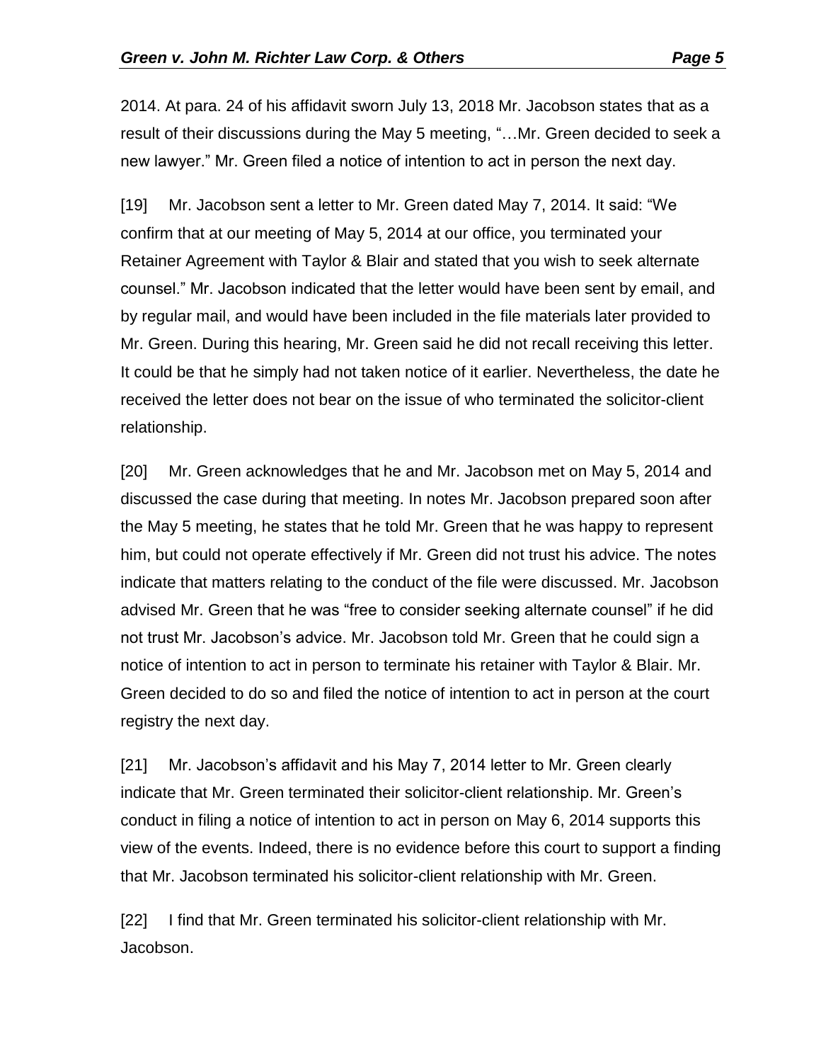2014. At para. 24 of his affidavit sworn July 13, 2018 Mr. Jacobson states that as a result of their discussions during the May 5 meeting, "…Mr. Green decided to seek a new lawyer." Mr. Green filed a notice of intention to act in person the next day.

[19] Mr. Jacobson sent a letter to Mr. Green dated May 7, 2014. It said: "We confirm that at our meeting of May 5, 2014 at our office, you terminated your Retainer Agreement with Taylor & Blair and stated that you wish to seek alternate counsel." Mr. Jacobson indicated that the letter would have been sent by email, and by regular mail, and would have been included in the file materials later provided to Mr. Green. During this hearing, Mr. Green said he did not recall receiving this letter. It could be that he simply had not taken notice of it earlier. Nevertheless, the date he received the letter does not bear on the issue of who terminated the solicitor-client relationship.

[20] Mr. Green acknowledges that he and Mr. Jacobson met on May 5, 2014 and discussed the case during that meeting. In notes Mr. Jacobson prepared soon after the May 5 meeting, he states that he told Mr. Green that he was happy to represent him, but could not operate effectively if Mr. Green did not trust his advice. The notes indicate that matters relating to the conduct of the file were discussed. Mr. Jacobson advised Mr. Green that he was "free to consider seeking alternate counsel" if he did not trust Mr. Jacobson's advice. Mr. Jacobson told Mr. Green that he could sign a notice of intention to act in person to terminate his retainer with Taylor & Blair. Mr. Green decided to do so and filed the notice of intention to act in person at the court registry the next day.

[21] Mr. Jacobson's affidavit and his May 7, 2014 letter to Mr. Green clearly indicate that Mr. Green terminated their solicitor-client relationship. Mr. Green's conduct in filing a notice of intention to act in person on May 6, 2014 supports this view of the events. Indeed, there is no evidence before this court to support a finding that Mr. Jacobson terminated his solicitor-client relationship with Mr. Green.

[22] I find that Mr. Green terminated his solicitor-client relationship with Mr. Jacobson.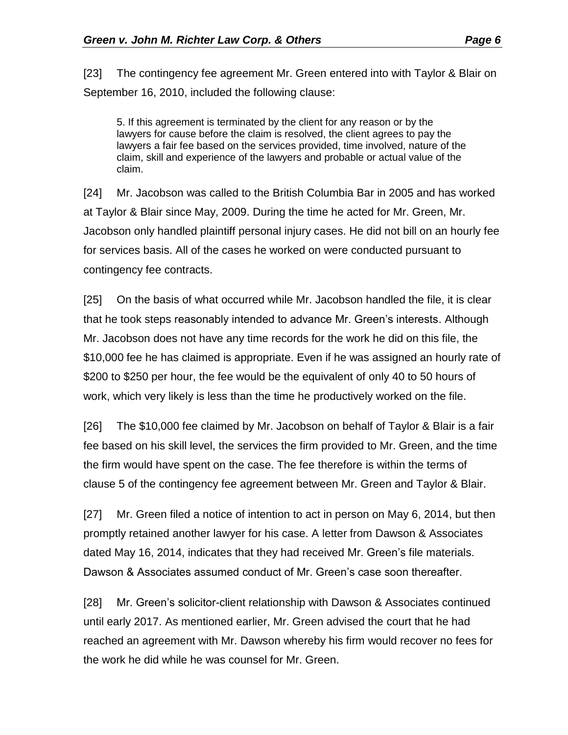[23] The contingency fee agreement Mr. Green entered into with Taylor & Blair on September 16, 2010, included the following clause:

> 5. If this agreement is terminated by the client for any reason or by the lawyers for cause before the claim is resolved, the client agrees to pay the lawyers a fair fee based on the services provided, time involved, nature of the claim, skill and experience of the lawyers and probable or actual value of the claim.

[24] Mr. Jacobson was called to the British Columbia Bar in 2005 and has worked at Taylor & Blair since May, 2009. During the time he acted for Mr. Green, Mr. Jacobson only handled plaintiff personal injury cases. He did not bill on an hourly fee for services basis. All of the cases he worked on were conducted pursuant to contingency fee contracts.

[25] On the basis of what occurred while Mr. Jacobson handled the file, it is clear that he took steps reasonably intended to advance Mr. Green's interests. Although Mr. Jacobson does not have any time records for the work he did on this file, the $10,000 fee he has claimed is appropriate. Even if he was assigned an hourly rate of $200 to $250 per hour, the fee would be the equivalent of only 40 to 50 hours of work, which very likely is less than the time he productively worked on the file.

[26] The $10,000 fee claimed by Mr. Jacobson on behalf of Taylor & Blair is a fair fee based on his skill level, the services the firm provided to Mr. Green, and the time the firm would have spent on the case. The fee therefore is within the terms of clause 5 of the contingency fee agreement between Mr. Green and Taylor & Blair.

[27] Mr. Green filed a notice of intention to act in person on May 6, 2014, but then promptly retained another lawyer for his case. A letter from Dawson & Associates dated May 16, 2014, indicates that they had received Mr. Green's file materials. Dawson & Associates assumed conduct of Mr. Green's case soon thereafter.

[28] Mr. Green's solicitor-client relationship with Dawson & Associates continued until early 2017. As mentioned earlier, Mr. Green advised the court that he had reached an agreement with Mr. Dawson whereby his firm would recover no fees for the work he did while he was counsel for Mr. Green.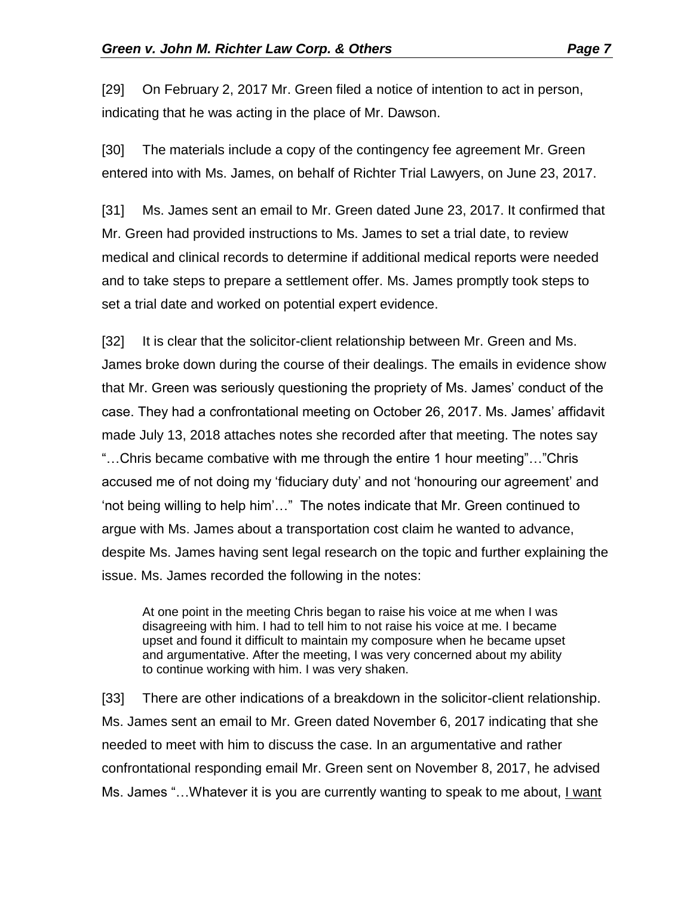[29] On February 2, 2017 Mr. Green filed a notice of intention to act in person, indicating that he was acting in the place of Mr. Dawson.

[30] The materials include a copy of the contingency fee agreement Mr. Green entered into with Ms. James, on behalf of Richter Trial Lawyers, on June 23, 2017.

[31] Ms. James sent an email to Mr. Green dated June 23, 2017. It confirmed that Mr. Green had provided instructions to Ms. James to set a trial date, to review medical and clinical records to determine if additional medical reports were needed and to take steps to prepare a settlement offer. Ms. James promptly took steps to set a trial date and worked on potential expert evidence.

[32] It is clear that the solicitor-client relationship between Mr. Green and Ms. James broke down during the course of their dealings. The emails in evidence show that Mr. Green was seriously questioning the propriety of Ms. James' conduct of the case. They had a confrontational meeting on October 26, 2017. Ms. James' affidavit made July 13, 2018 attaches notes she recorded after that meeting. The notes say "…Chris became combative with me through the entire 1 hour meeting"…"Chris accused me of not doing my 'fiduciary duty' and not 'honouring our agreement' and 'not being willing to help him'…" The notes indicate that Mr. Green continued to argue with Ms. James about a transportation cost claim he wanted to advance, despite Ms. James having sent legal research on the topic and further explaining the issue. Ms. James recorded the following in the notes:

> At one point in the meeting Chris began to raise his voice at me when I was disagreeing with him. I had to tell him to not raise his voice at me. I became upset and found it difficult to maintain my composure when he became upset and argumentative. After the meeting, I was very concerned about my ability to continue working with him. I was very shaken.

[33] There are other indications of a breakdown in the solicitor-client relationship. Ms. James sent an email to Mr. Green dated November 6, 2017 indicating that she needed to meet with him to discuss the case. In an argumentative and rather confrontational responding email Mr. Green sent on November 8, 2017, he advised Ms. James "…Whatever it is you are currently wanting to speak to me about, <u>I want</u>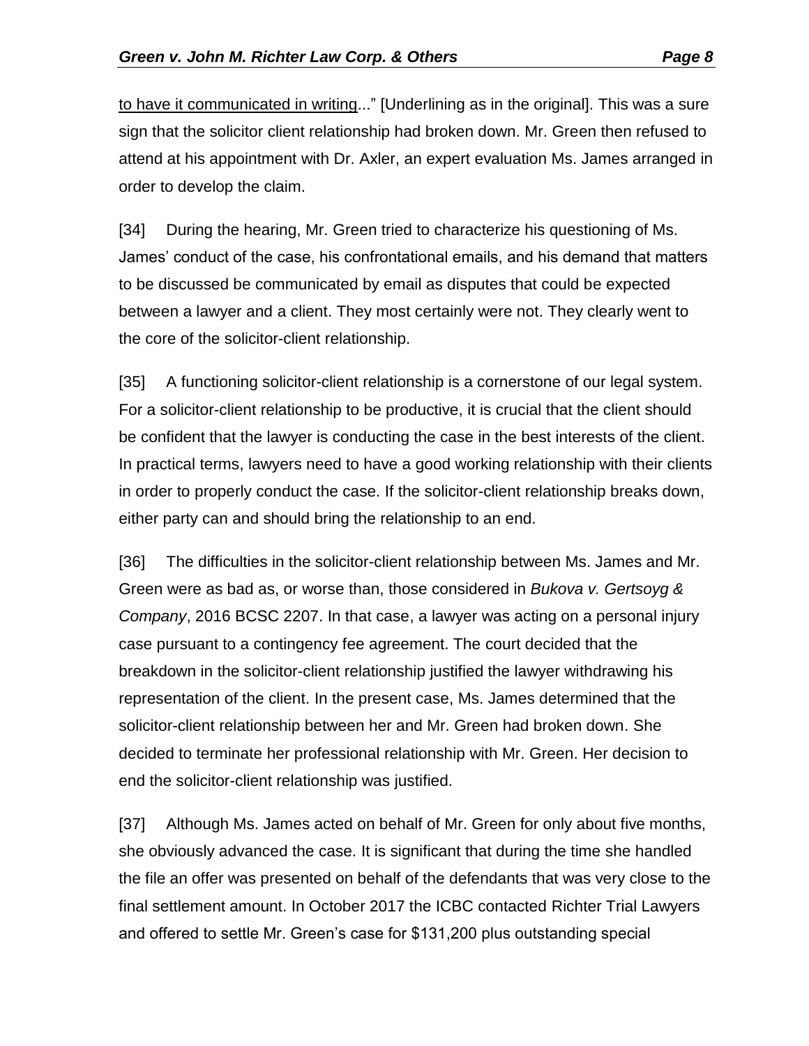to have it communicated in writing..." [Underlining as in the original]. This was a sure sign that the solicitor client relationship had broken down. Mr. Green then refused to attend at his appointment with Dr. Axler, an expert evaluation Ms. James arranged in order to develop the claim.

[34] During the hearing, Mr. Green tried to characterize his questioning of Ms. James' conduct of the case, his confrontational emails, and his demand that matters to be discussed be communicated by email as disputes that could be expected between a lawyer and a client. They most certainly were not. They clearly went to the core of the solicitor-client relationship.

[35] A functioning solicitor-client relationship is a cornerstone of our legal system. For a solicitor-client relationship to be productive, it is crucial that the client should be confident that the lawyer is conducting the case in the best interests of the client. In practical terms, lawyers need to have a good working relationship with their clients in order to properly conduct the case. If the solicitor-client relationship breaks down, either party can and should bring the relationship to an end.

[36] The difficulties in the solicitor-client relationship between Ms. James and Mr. Green were as bad as, or worse than, those considered in *Bukova v. Gertsoyg & Company*, 2016 BCSC 2207. In that case, a lawyer was acting on a personal injury case pursuant to a contingency fee agreement. The court decided that the breakdown in the solicitor-client relationship justified the lawyer withdrawing his representation of the client. In the present case, Ms. James determined that the solicitor-client relationship between her and Mr. Green had broken down. She decided to terminate her professional relationship with Mr. Green. Her decision to end the solicitor-client relationship was justified.

[37] Although Ms. James acted on behalf of Mr. Green for only about five months, she obviously advanced the case. It is significant that during the time she handled the file an offer was presented on behalf of the defendants that was very close to the final settlement amount. In October 2017 the ICBC contacted Richter Trial Lawyers and offered to settle Mr. Green's case for $131,200 plus outstanding special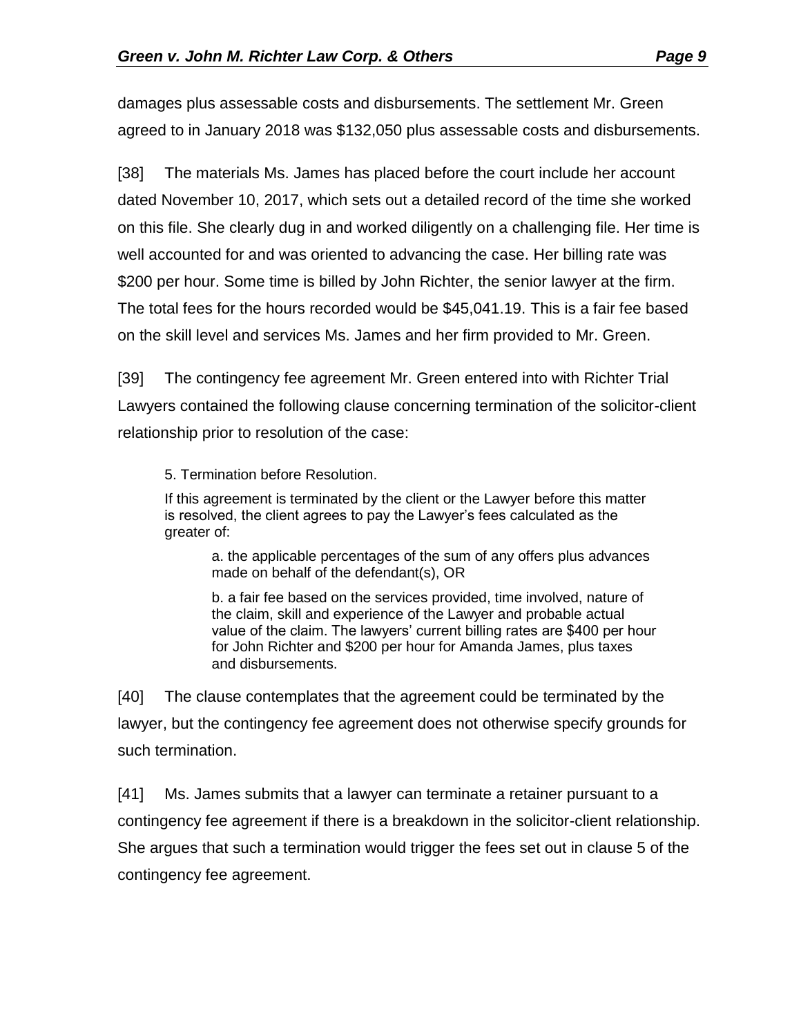damages plus assessable costs and disbursements. The settlement Mr. Green agreed to in January 2018 was $132,050 plus assessable costs and disbursements.

[38] The materials Ms. James has placed before the court include her account dated November 10, 2017, which sets out a detailed record of the time she worked on this file. She clearly dug in and worked diligently on a challenging file. Her time is well accounted for and was oriented to advancing the case. Her billing rate was $200 per hour. Some time is billed by John Richter, the senior lawyer at the firm. The total fees for the hours recorded would be $45,041.19. This is a fair fee based on the skill level and services Ms. James and her firm provided to Mr. Green.

[39] The contingency fee agreement Mr. Green entered into with Richter Trial Lawyers contained the following clause concerning termination of the solicitor-client relationship prior to resolution of the case:

> 5. Termination before Resolution.
>
> If this agreement is terminated by the client or the Lawyer before this matter is resolved, the client agrees to pay the Lawyer's fees calculated as the greater of:
>
> > a. the applicable percentages of the sum of any offers plus advances made on behalf of the defendant(s), OR
> >
> > b. a fair fee based on the services provided, time involved, nature of the claim, skill and experience of the Lawyer and probable actual value of the claim. The lawyers' current billing rates are $400 per hour for John Richter and $200 per hour for Amanda James, plus taxes and disbursements.

[40] The clause contemplates that the agreement could be terminated by the lawyer, but the contingency fee agreement does not otherwise specify grounds for such termination.

[41] Ms. James submits that a lawyer can terminate a retainer pursuant to a contingency fee agreement if there is a breakdown in the solicitor-client relationship. She argues that such a termination would trigger the fees set out in clause 5 of the contingency fee agreement.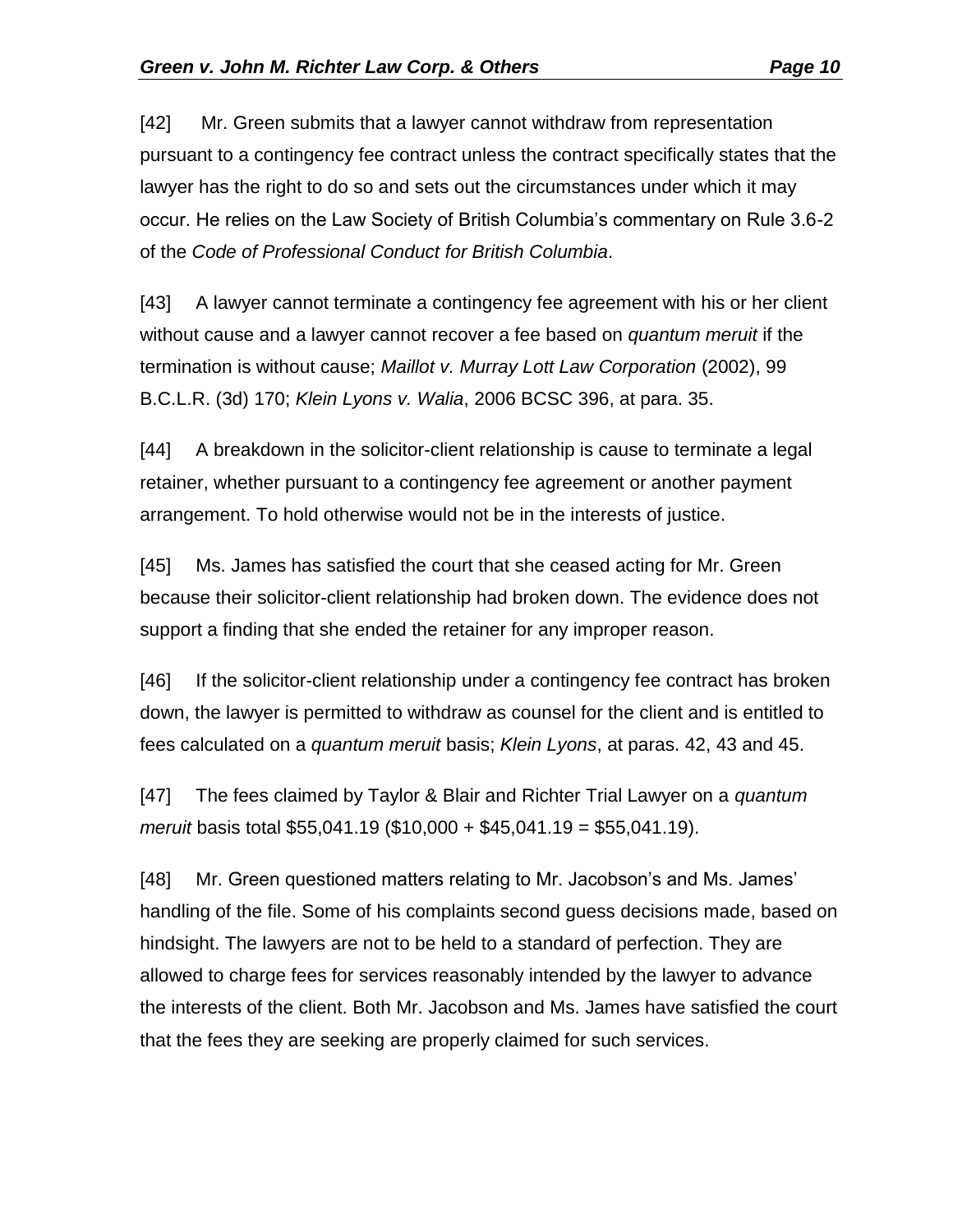[42] Mr. Green submits that a lawyer cannot withdraw from representation pursuant to a contingency fee contract unless the contract specifically states that the lawyer has the right to do so and sets out the circumstances under which it may occur. He relies on the Law Society of British Columbia's commentary on Rule 3.6-2 of the *Code of Professional Conduct for British Columbia*.

[43] A lawyer cannot terminate a contingency fee agreement with his or her client without cause and a lawyer cannot recover a fee based on *quantum meruit* if the termination is without cause; *Maillot v. Murray Lott Law Corporation* (2002), 99 B.C.L.R. (3d) 170; *Klein Lyons v. Walia*, 2006 BCSC 396, at para. 35.

[44] A breakdown in the solicitor-client relationship is cause to terminate a legal retainer, whether pursuant to a contingency fee agreement or another payment arrangement. To hold otherwise would not be in the interests of justice.

[45] Ms. James has satisfied the court that she ceased acting for Mr. Green because their solicitor-client relationship had broken down. The evidence does not support a finding that she ended the retainer for any improper reason.

[46] If the solicitor-client relationship under a contingency fee contract has broken down, the lawyer is permitted to withdraw as counsel for the client and is entitled to fees calculated on a *quantum meruit* basis; *Klein Lyons*, at paras. 42, 43 and 45.

[47] The fees claimed by Taylor & Blair and Richter Trial Lawyer on a *quantum meruit* basis total $55,041.19 ($10,000 + $45,041.19 = $55,041.19).

[48] Mr. Green questioned matters relating to Mr. Jacobson's and Ms. James' handling of the file. Some of his complaints second guess decisions made, based on hindsight. The lawyers are not to be held to a standard of perfection. They are allowed to charge fees for services reasonably intended by the lawyer to advance the interests of the client. Both Mr. Jacobson and Ms. James have satisfied the court that the fees they are seeking are properly claimed for such services.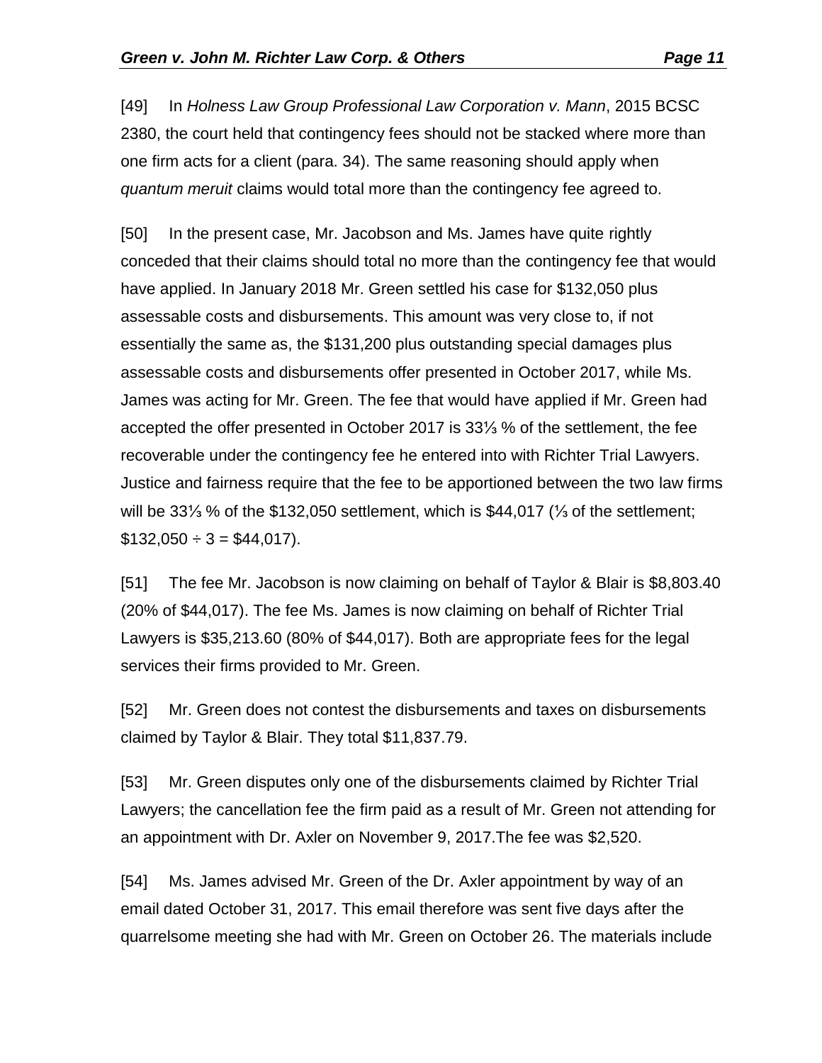[49] In *Holness Law Group Professional Law Corporation v. Mann*, 2015 BCSC 2380, the court held that contingency fees should not be stacked where more than one firm acts for a client (para. 34). The same reasoning should apply when *quantum meruit* claims would total more than the contingency fee agreed to.

[50] In the present case, Mr. Jacobson and Ms. James have quite rightly conceded that their claims should total no more than the contingency fee that would have applied. In January 2018 Mr. Green settled his case for \$132,050 plus assessable costs and disbursements. This amount was very close to, if not essentially the same as, the \$131,200 plus outstanding special damages plus assessable costs and disbursements offer presented in October 2017, while Ms. James was acting for Mr. Green. The fee that would have applied if Mr. Green had accepted the offer presented in October 2017 is 33⅓ % of the settlement, the fee recoverable under the contingency fee he entered into with Richter Trial Lawyers. Justice and fairness require that the fee to be apportioned between the two law firms will be 33⅓ % of the \$132,050 settlement, which is \$44,017 (⅓ of the settlement; \$132,050 ÷ 3 = \$44,017).

[51] The fee Mr. Jacobson is now claiming on behalf of Taylor & Blair is \$8,803.40 (20% of \$44,017). The fee Ms. James is now claiming on behalf of Richter Trial Lawyers is \$35,213.60 (80% of \$44,017). Both are appropriate fees for the legal services their firms provided to Mr. Green.

[52] Mr. Green does not contest the disbursements and taxes on disbursements claimed by Taylor & Blair. They total \$11,837.79.

[53] Mr. Green disputes only one of the disbursements claimed by Richter Trial Lawyers; the cancellation fee the firm paid as a result of Mr. Green not attending for an appointment with Dr. Axler on November 9, 2017.The fee was \$2,520.

[54] Ms. James advised Mr. Green of the Dr. Axler appointment by way of an email dated October 31, 2017. This email therefore was sent five days after the quarrelsome meeting she had with Mr. Green on October 26. The materials include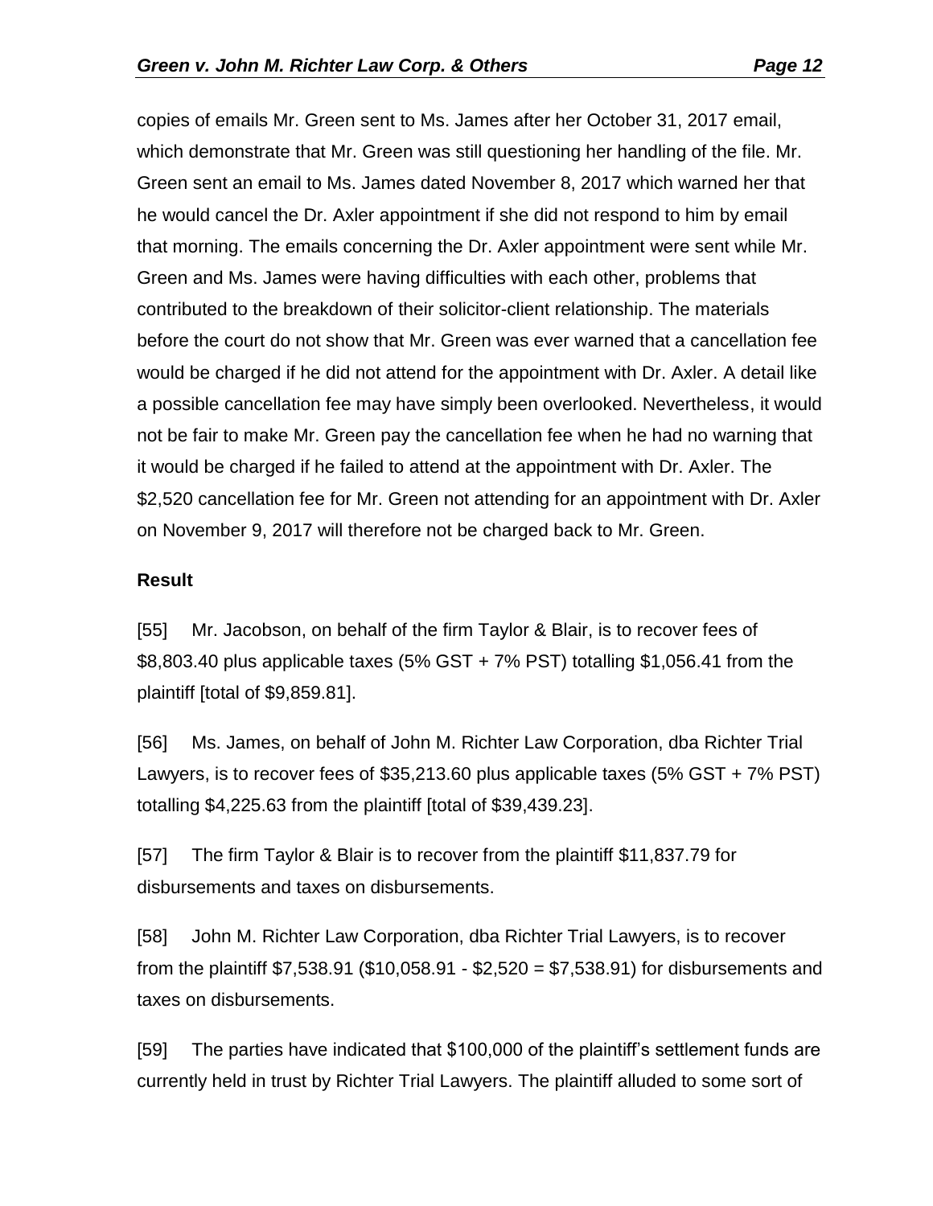copies of emails Mr. Green sent to Ms. James after her October 31, 2017 email, which demonstrate that Mr. Green was still questioning her handling of the file. Mr. Green sent an email to Ms. James dated November 8, 2017 which warned her that he would cancel the Dr. Axler appointment if she did not respond to him by email that morning. The emails concerning the Dr. Axler appointment were sent while Mr. Green and Ms. James were having difficulties with each other, problems that contributed to the breakdown of their solicitor-client relationship. The materials before the court do not show that Mr. Green was ever warned that a cancellation fee would be charged if he did not attend for the appointment with Dr. Axler. A detail like a possible cancellation fee may have simply been overlooked. Nevertheless, it would not be fair to make Mr. Green pay the cancellation fee when he had no warning that it would be charged if he failed to attend at the appointment with Dr. Axler. The $2,520 cancellation fee for Mr. Green not attending for an appointment with Dr. Axler on November 9, 2017 will therefore not be charged back to Mr. Green.

**Result**

[55] Mr. Jacobson, on behalf of the firm Taylor & Blair, is to recover fees of $8,803.40 plus applicable taxes (5% GST + 7% PST) totalling $1,056.41 from the plaintiff [total of $9,859.81].

[56] Ms. James, on behalf of John M. Richter Law Corporation, dba Richter Trial Lawyers, is to recover fees of $35,213.60 plus applicable taxes (5% GST + 7% PST) totalling $4,225.63 from the plaintiff [total of $39,439.23].

[57] The firm Taylor & Blair is to recover from the plaintiff $11,837.79 for disbursements and taxes on disbursements.

[58] John M. Richter Law Corporation, dba Richter Trial Lawyers, is to recover from the plaintiff $7,538.91 ($10,058.91 - $2,520 = $7,538.91) for disbursements and taxes on disbursements.

[59] The parties have indicated that $100,000 of the plaintiff's settlement funds are currently held in trust by Richter Trial Lawyers. The plaintiff alluded to some sort of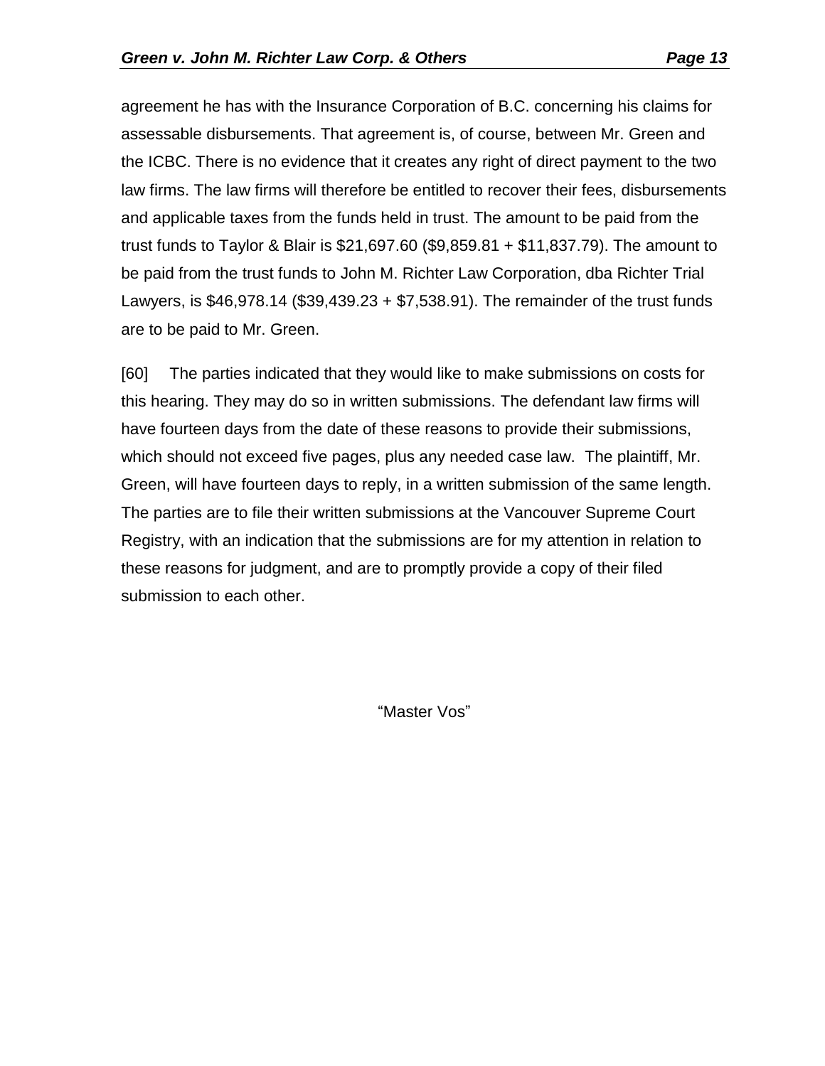agreement he has with the Insurance Corporation of B.C. concerning his claims for assessable disbursements. That agreement is, of course, between Mr. Green and the ICBC. There is no evidence that it creates any right of direct payment to the two law firms. The law firms will therefore be entitled to recover their fees, disbursements and applicable taxes from the funds held in trust. The amount to be paid from the trust funds to Taylor & Blair is $21,697.60 ($9,859.81 + $11,837.79). The amount to be paid from the trust funds to John M. Richter Law Corporation, dba Richter Trial Lawyers, is $46,978.14 ($39,439.23 + $7,538.91). The remainder of the trust funds are to be paid to Mr. Green.

[60] The parties indicated that they would like to make submissions on costs for this hearing. They may do so in written submissions. The defendant law firms will have fourteen days from the date of these reasons to provide their submissions, which should not exceed five pages, plus any needed case law. The plaintiff, Mr. Green, will have fourteen days to reply, in a written submission of the same length. The parties are to file their written submissions at the Vancouver Supreme Court Registry, with an indication that the submissions are for my attention in relation to these reasons for judgment, and are to promptly provide a copy of their filed submission to each other.

"Master Vos"